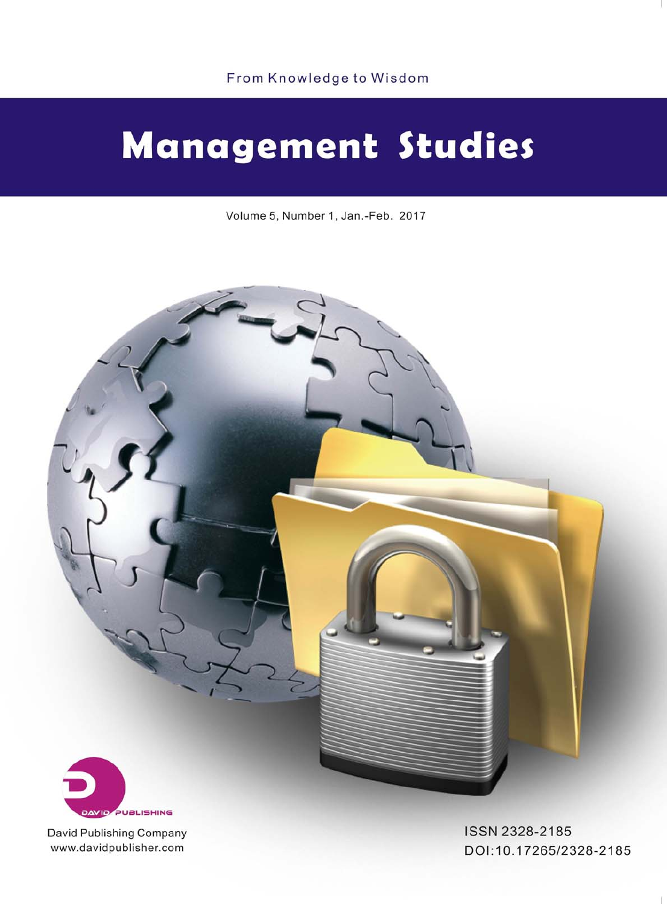From Knowledge to Wisdom

# Management Studies

Volume 5, Number 1, Jan.-Feb. 2017

DAVID PUBLISHING

David Publishing Company
www.davidpublisher.com

ISSN 2328-2185
DOI:10.17265/2328-2185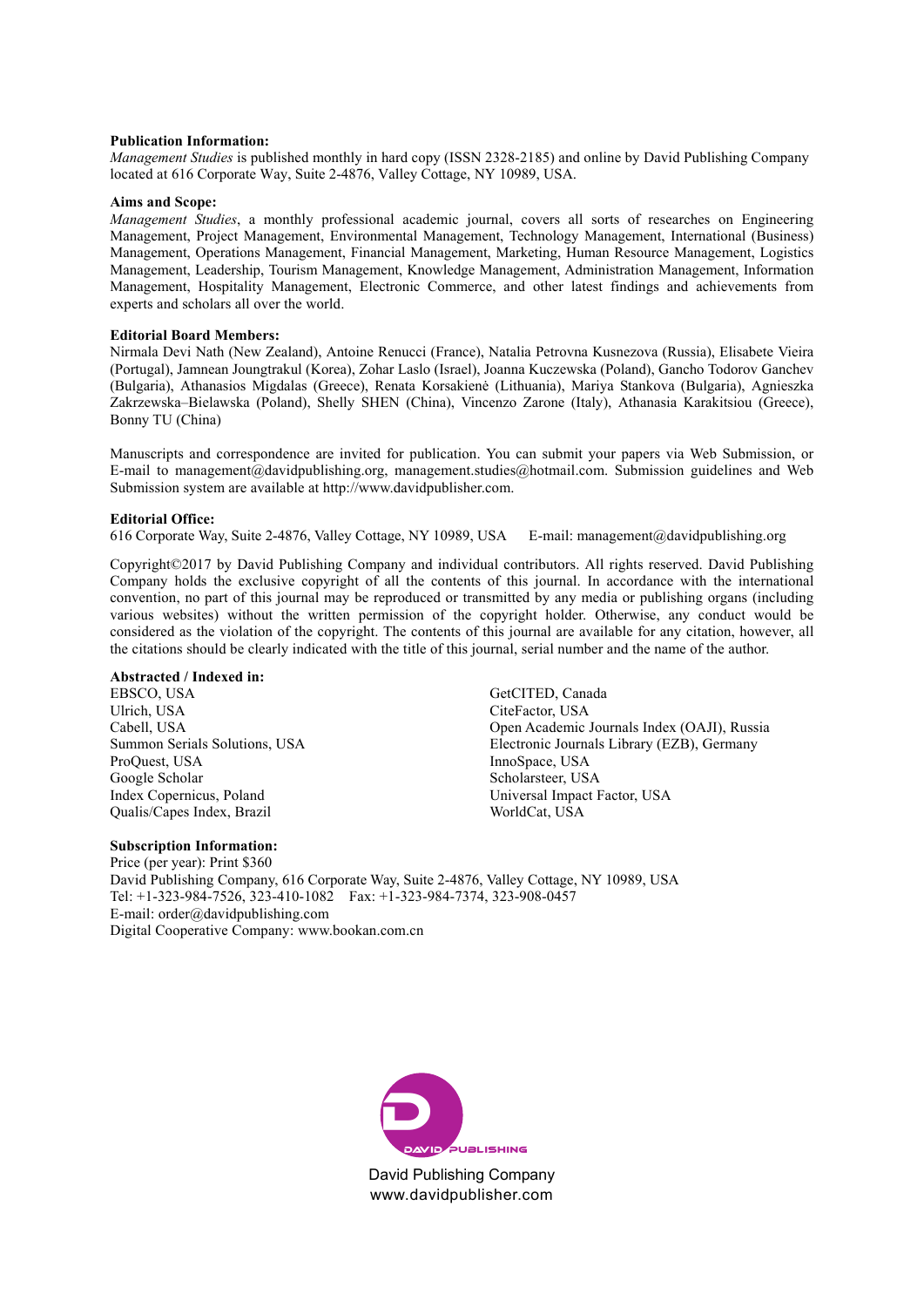**Publication Information:**
*Management Studies* is published monthly in hard copy (ISSN 2328-2185) and online by David Publishing Company located at 616 Corporate Way, Suite 2-4876, Valley Cottage, NY 10989, USA.

**Aims and Scope:**
*Management Studies*, a monthly professional academic journal, covers all sorts of researches on Engineering Management, Project Management, Environmental Management, Technology Management, International (Business) Management, Operations Management, Financial Management, Marketing, Human Resource Management, Logistics Management, Leadership, Tourism Management, Knowledge Management, Administration Management, Information Management, Hospitality Management, Electronic Commerce, and other latest findings and achievements from experts and scholars all over the world.

**Editorial Board Members:**
Nirmala Devi Nath (New Zealand), Antoine Renucci (France), Natalia Petrovna Kusnezova (Russia), Elisabete Vieira (Portugal), Jamnean Joungtrakul (Korea), Zohar Laslo (Israel), Joanna Kuczewska (Poland), Gancho Todorov Ganchev (Bulgaria), Athanasios Migdalas (Greece), Renata Korsakienė (Lithuania), Mariya Stankova (Bulgaria), Agnieszka Zakrzewska–Bielawska (Poland), Shelly SHEN (China), Vincenzo Zarone (Italy), Athanasia Karakitsiou (Greece), Bonny TU (China)

Manuscripts and correspondence are invited for publication. You can submit your papers via Web Submission, or E-mail to management@davidpublishing.org, management.studies@hotmail.com. Submission guidelines and Web Submission system are available at http://www.davidpublisher.com.

**Editorial Office:**
616 Corporate Way, Suite 2-4876, Valley Cottage, NY 10989, USA E-mail: management@davidpublishing.org

Copyright©2017 by David Publishing Company and individual contributors. All rights reserved. David Publishing Company holds the exclusive copyright of all the contents of this journal. In accordance with the international convention, no part of this journal may be reproduced or transmitted by any media or publishing organs (including various websites) without the written permission of the copyright holder. Otherwise, any conduct would be considered as the violation of the copyright. The contents of this journal are available for any citation, however, all the citations should be clearly indicated with the title of this journal, serial number and the name of the author.

**Abstracted / Indexed in:**
EBSCO, USA
Ulrich, USA
Cabell, USA
Summon Serials Solutions, USA
ProQuest, USA
Google Scholar
Index Copernicus, Poland
Qualis/Capes Index, Brazil
GetCITED, Canada
CiteFactor, USA
Open Academic Journals Index (OAJI), Russia
Electronic Journals Library (EZB), Germany
InnoSpace, USA
Scholarsteer, USA
Universal Impact Factor, USA
WorldCat, USA

**Subscription Information:**
Price (per year): Print $360
David Publishing Company, 616 Corporate Way, Suite 2-4876, Valley Cottage, NY 10989, USA
Tel: +1-323-984-7526, 323-410-1082 Fax: +1-323-984-7374, 323-908-0457
E-mail: order@davidpublishing.com
Digital Cooperative Company: www.bookan.com.cn

David Publishing Company
www.davidpublisher.com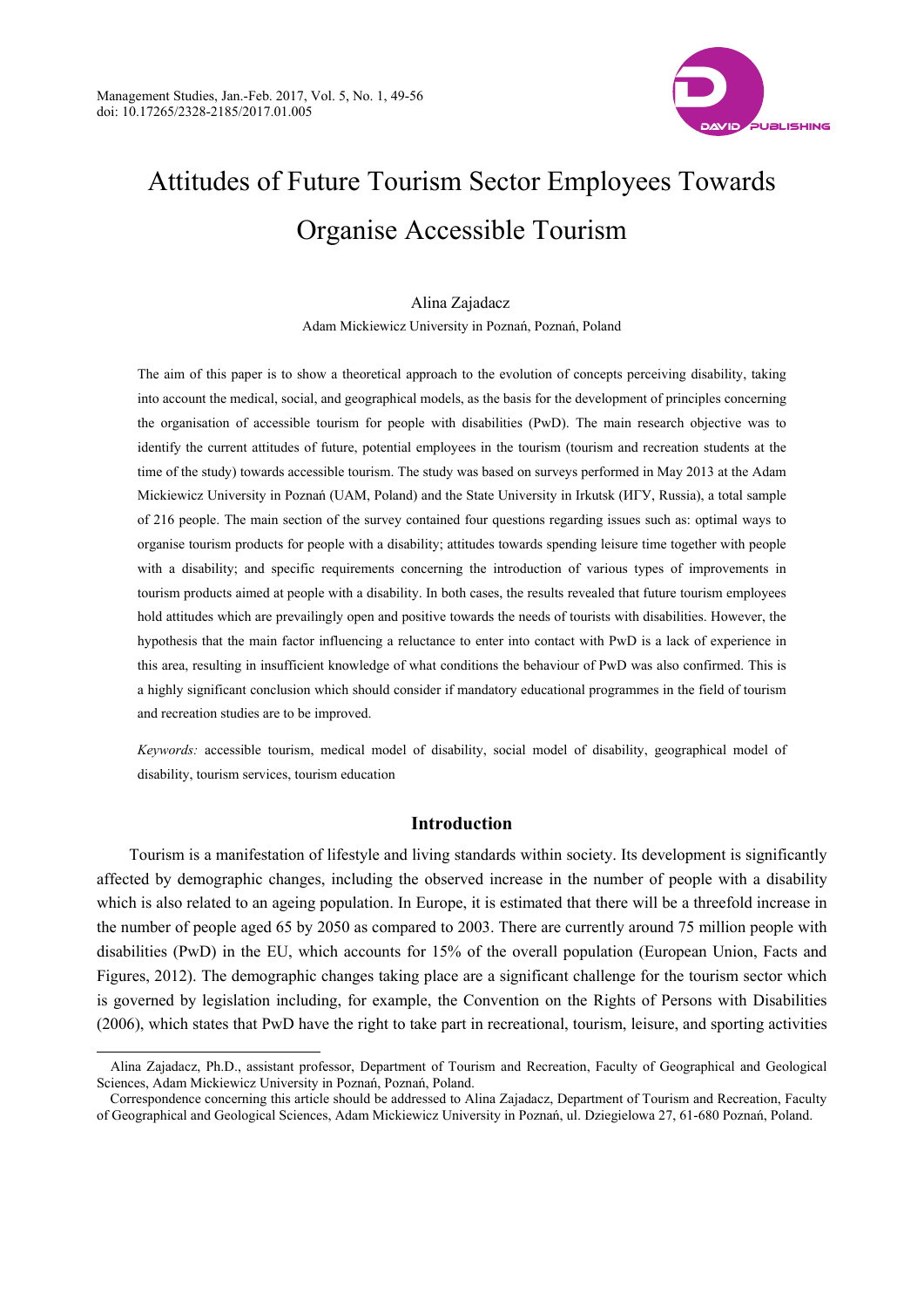# Attitudes of Future Tourism Sector Employees Towards Organise Accessible Tourism

Alina Zajadacz

Adam Mickiewicz University in Poznań, Poznań, Poland

The aim of this paper is to show a theoretical approach to the evolution of concepts perceiving disability, taking into account the medical, social, and geographical models, as the basis for the development of principles concerning the organisation of accessible tourism for people with disabilities (PwD). The main research objective was to identify the current attitudes of future, potential employees in the tourism (tourism and recreation students at the time of the study) towards accessible tourism. The study was based on surveys performed in May 2013 at the Adam Mickiewicz University in Poznań (UAM, Poland) and the State University in Irkutsk (ИГУ, Russia), a total sample of 216 people. The main section of the survey contained four questions regarding issues such as: optimal ways to organise tourism products for people with a disability; attitudes towards spending leisure time together with people with a disability; and specific requirements concerning the introduction of various types of improvements in tourism products aimed at people with a disability. In both cases, the results revealed that future tourism employees hold attitudes which are prevailingly open and positive towards the needs of tourists with disabilities. However, the hypothesis that the main factor influencing a reluctance to enter into contact with PwD is a lack of experience in this area, resulting in insufficient knowledge of what conditions the behaviour of PwD was also confirmed. This is a highly significant conclusion which should consider if mandatory educational programmes in the field of tourism and recreation studies are to be improved.

*Keywords:* accessible tourism, medical model of disability, social model of disability, geographical model of disability, tourism services, tourism education

## Introduction

Tourism is a manifestation of lifestyle and living standards within society. Its development is significantly affected by demographic changes, including the observed increase in the number of people with a disability which is also related to an ageing population. In Europe, it is estimated that there will be a threefold increase in the number of people aged 65 by 2050 as compared to 2003. There are currently around 75 million people with disabilities (PwD) in the EU, which accounts for 15% of the overall population (European Union, Facts and Figures, 2012). The demographic changes taking place are a significant challenge for the tourism sector which is governed by legislation including, for example, the Convention on the Rights of Persons with Disabilities (2006), which states that PwD have the right to take part in recreational, tourism, leisure, and sporting activities

---

Alina Zajadacz, Ph.D., assistant professor, Department of Tourism and Recreation, Faculty of Geographical and Geological Sciences, Adam Mickiewicz University in Poznań, Poznań, Poland.

Correspondence concerning this article should be addressed to Alina Zajadacz, Department of Tourism and Recreation, Faculty of Geographical and Geological Sciences, Adam Mickiewicz University in Poznań, ul. Dziegielowa 27, 61-680 Poznań, Poland.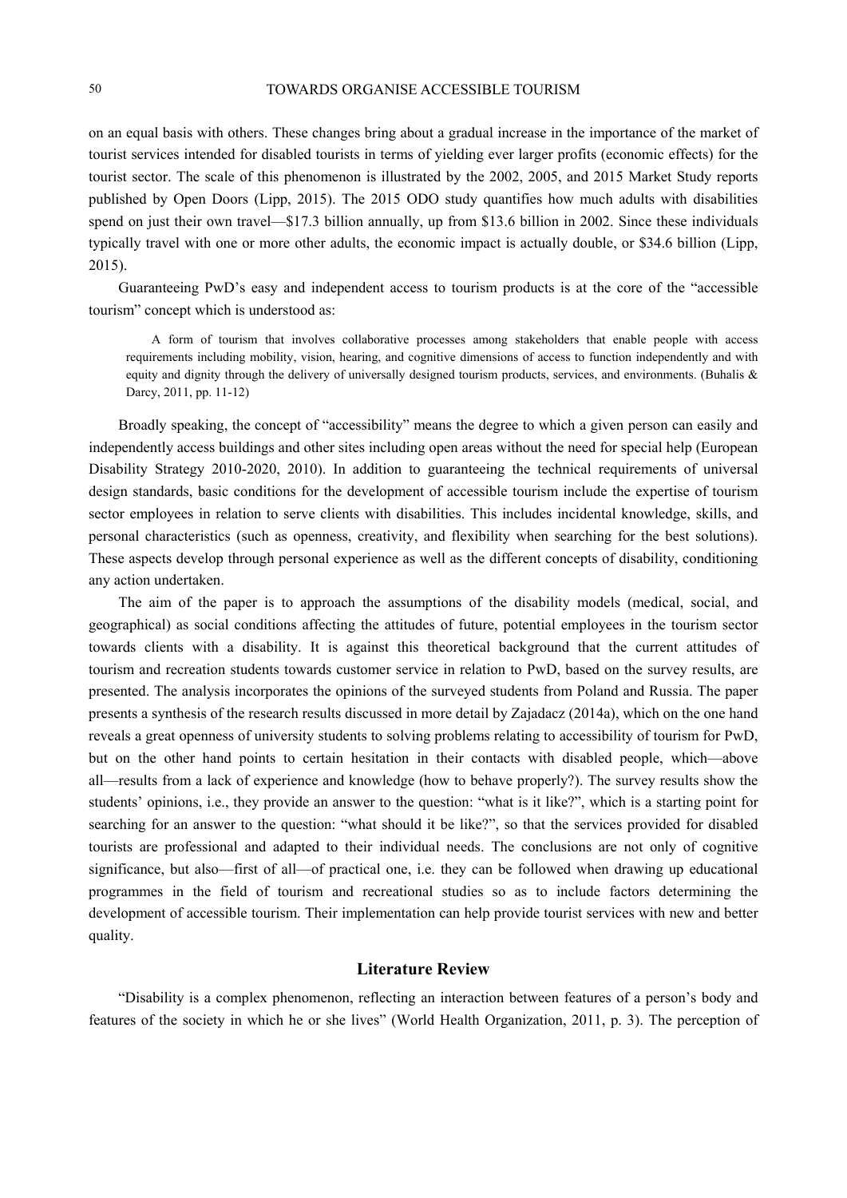on an equal basis with others. These changes bring about a gradual increase in the importance of the market of tourist services intended for disabled tourists in terms of yielding ever larger profits (economic effects) for the tourist sector. The scale of this phenomenon is illustrated by the 2002, 2005, and 2015 Market Study reports published by Open Doors (Lipp, 2015). The 2015 ODO study quantifies how much adults with disabilities spend on just their own travel—$17.3 billion annually, up from $13.6 billion in 2002. Since these individuals typically travel with one or more other adults, the economic impact is actually double, or $34.6 billion (Lipp, 2015).

Guaranteeing PwD's easy and independent access to tourism products is at the core of the "accessible tourism" concept which is understood as:

> A form of tourism that involves collaborative processes among stakeholders that enable people with access requirements including mobility, vision, hearing, and cognitive dimensions of access to function independently and with equity and dignity through the delivery of universally designed tourism products, services, and environments. (Buhalis & Darcy, 2011, pp. 11-12)

Broadly speaking, the concept of "accessibility" means the degree to which a given person can easily and independently access buildings and other sites including open areas without the need for special help (European Disability Strategy 2010-2020, 2010). In addition to guaranteeing the technical requirements of universal design standards, basic conditions for the development of accessible tourism include the expertise of tourism sector employees in relation to serve clients with disabilities. This includes incidental knowledge, skills, and personal characteristics (such as openness, creativity, and flexibility when searching for the best solutions). These aspects develop through personal experience as well as the different concepts of disability, conditioning any action undertaken.

The aim of the paper is to approach the assumptions of the disability models (medical, social, and geographical) as social conditions affecting the attitudes of future, potential employees in the tourism sector towards clients with a disability. It is against this theoretical background that the current attitudes of tourism and recreation students towards customer service in relation to PwD, based on the survey results, are presented. The analysis incorporates the opinions of the surveyed students from Poland and Russia. The paper presents a synthesis of the research results discussed in more detail by Zajadacz (2014a), which on the one hand reveals a great openness of university students to solving problems relating to accessibility of tourism for PwD, but on the other hand points to certain hesitation in their contacts with disabled people, which—above all—results from a lack of experience and knowledge (how to behave properly?). The survey results show the students' opinions, i.e., they provide an answer to the question: "what is it like?", which is a starting point for searching for an answer to the question: "what should it be like?", so that the services provided for disabled tourists are professional and adapted to their individual needs. The conclusions are not only of cognitive significance, but also—first of all—of practical one, i.e. they can be followed when drawing up educational programmes in the field of tourism and recreational studies so as to include factors determining the development of accessible tourism. Their implementation can help provide tourist services with new and better quality.

## Literature Review

"Disability is a complex phenomenon, reflecting an interaction between features of a person's body and features of the society in which he or she lives" (World Health Organization, 2011, p. 3). The perception of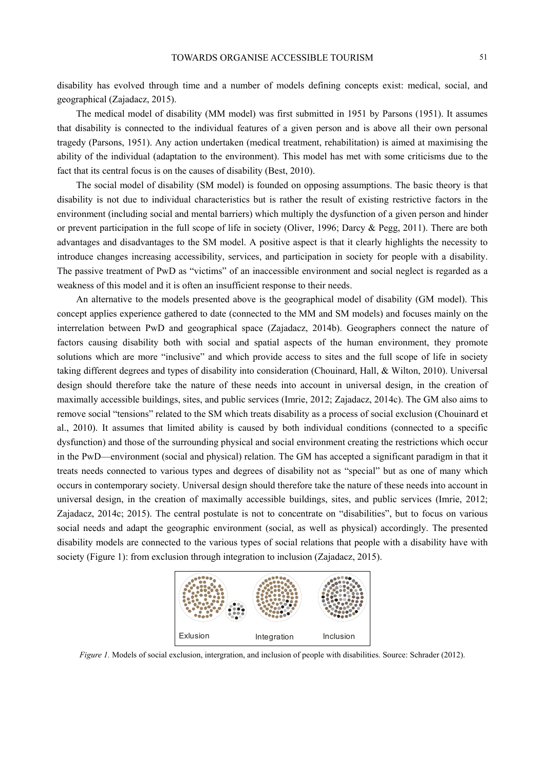disability has evolved through time and a number of models defining concepts exist: medical, social, and geographical (Zajadacz, 2015).

The medical model of disability (MM model) was first submitted in 1951 by Parsons (1951). It assumes that disability is connected to the individual features of a given person and is above all their own personal tragedy (Parsons, 1951). Any action undertaken (medical treatment, rehabilitation) is aimed at maximising the ability of the individual (adaptation to the environment). This model has met with some criticisms due to the fact that its central focus is on the causes of disability (Best, 2010).

The social model of disability (SM model) is founded on opposing assumptions. The basic theory is that disability is not due to individual characteristics but is rather the result of existing restrictive factors in the environment (including social and mental barriers) which multiply the dysfunction of a given person and hinder or prevent participation in the full scope of life in society (Oliver, 1996; Darcy & Pegg, 2011). There are both advantages and disadvantages to the SM model. A positive aspect is that it clearly highlights the necessity to introduce changes increasing accessibility, services, and participation in society for people with a disability. The passive treatment of PwD as "victims" of an inaccessible environment and social neglect is regarded as a weakness of this model and it is often an insufficient response to their needs.

An alternative to the models presented above is the geographical model of disability (GM model). This concept applies experience gathered to date (connected to the MM and SM models) and focuses mainly on the interrelation between PwD and geographical space (Zajadacz, 2014b). Geographers connect the nature of factors causing disability both with social and spatial aspects of the human environment, they promote solutions which are more "inclusive" and which provide access to sites and the full scope of life in society taking different degrees and types of disability into consideration (Chouinard, Hall, & Wilton, 2010). Universal design should therefore take the nature of these needs into account in universal design, in the creation of maximally accessible buildings, sites, and public services (Imrie, 2012; Zajadacz, 2014c). The GM also aims to remove social "tensions" related to the SM which treats disability as a process of social exclusion (Chouinard et al., 2010). It assumes that limited ability is caused by both individual conditions (connected to a specific dysfunction) and those of the surrounding physical and social environment creating the restrictions which occur in the PwD—environment (social and physical) relation. The GM has accepted a significant paradigm in that it treats needs connected to various types and degrees of disability not as "special" but as one of many which occurs in contemporary society. Universal design should therefore take the nature of these needs into account in universal design, in the creation of maximally accessible buildings, sites, and public services (Imrie, 2012; Zajadacz, 2014c; 2015). The central postulate is not to concentrate on "disabilities", but to focus on various social needs and adapt the geographic environment (social, as well as physical) accordingly. The presented disability models are connected to the various types of social relations that people with a disability have with society (Figure 1): from exclusion through integration to inclusion (Zajadacz, 2015).

Exlusion Integration Inclusion

*Figure 1.* Models of social exclusion, intergration, and inclusion of people with disabilities. Source: Schrader (2012).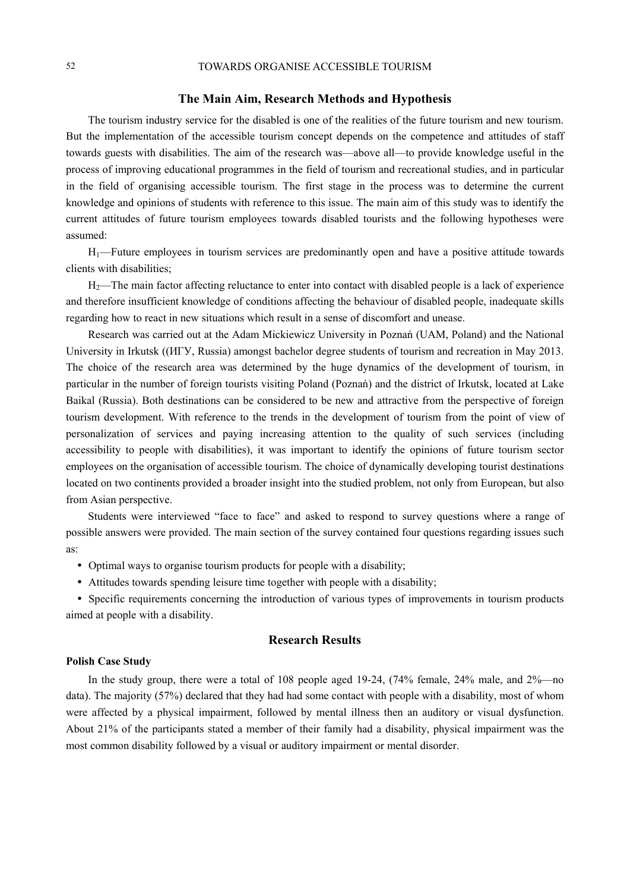## The Main Aim, Research Methods and Hypothesis

The tourism industry service for the disabled is one of the realities of the future tourism and new tourism. But the implementation of the accessible tourism concept depends on the competence and attitudes of staff towards guests with disabilities. The aim of the research was—above all—to provide knowledge useful in the process of improving educational programmes in the field of tourism and recreational studies, and in particular in the field of organising accessible tourism. The first stage in the process was to determine the current knowledge and opinions of students with reference to this issue. The main aim of this study was to identify the current attitudes of future tourism employees towards disabled tourists and the following hypotheses were assumed:

$H_1$—Future employees in tourism services are predominantly open and have a positive attitude towards clients with disabilities;

$H_2$—The main factor affecting reluctance to enter into contact with disabled people is a lack of experience and therefore insufficient knowledge of conditions affecting the behaviour of disabled people, inadequate skills regarding how to react in new situations which result in a sense of discomfort and unease.

Research was carried out at the Adam Mickiewicz University in Poznań (UAM, Poland) and the National University in Irkutsk ((ИГУ, Russia) amongst bachelor degree students of tourism and recreation in May 2013. The choice of the research area was determined by the huge dynamics of the development of tourism, in particular in the number of foreign tourists visiting Poland (Poznań) and the district of Irkutsk, located at Lake Baikal (Russia). Both destinations can be considered to be new and attractive from the perspective of foreign tourism development. With reference to the trends in the development of tourism from the point of view of personalization of services and paying increasing attention to the quality of such services (including accessibility to people with disabilities), it was important to identify the opinions of future tourism sector employees on the organisation of accessible tourism. The choice of dynamically developing tourist destinations located on two continents provided a broader insight into the studied problem, not only from European, but also from Asian perspective.

Students were interviewed "face to face" and asked to respond to survey questions where a range of possible answers were provided. The main section of the survey contained four questions regarding issues such as:

- Optimal ways to organise tourism products for people with a disability;
- Attitudes towards spending leisure time together with people with a disability;
- Specific requirements concerning the introduction of various types of improvements in tourism products aimed at people with a disability.

## Research Results

**Polish Case Study**

In the study group, there were a total of 108 people aged 19-24, (74% female, 24% male, and 2%—no data). The majority (57%) declared that they had had some contact with people with a disability, most of whom were affected by a physical impairment, followed by mental illness then an auditory or visual dysfunction. About 21% of the participants stated a member of their family had a disability, physical impairment was the most common disability followed by a visual or auditory impairment or mental disorder.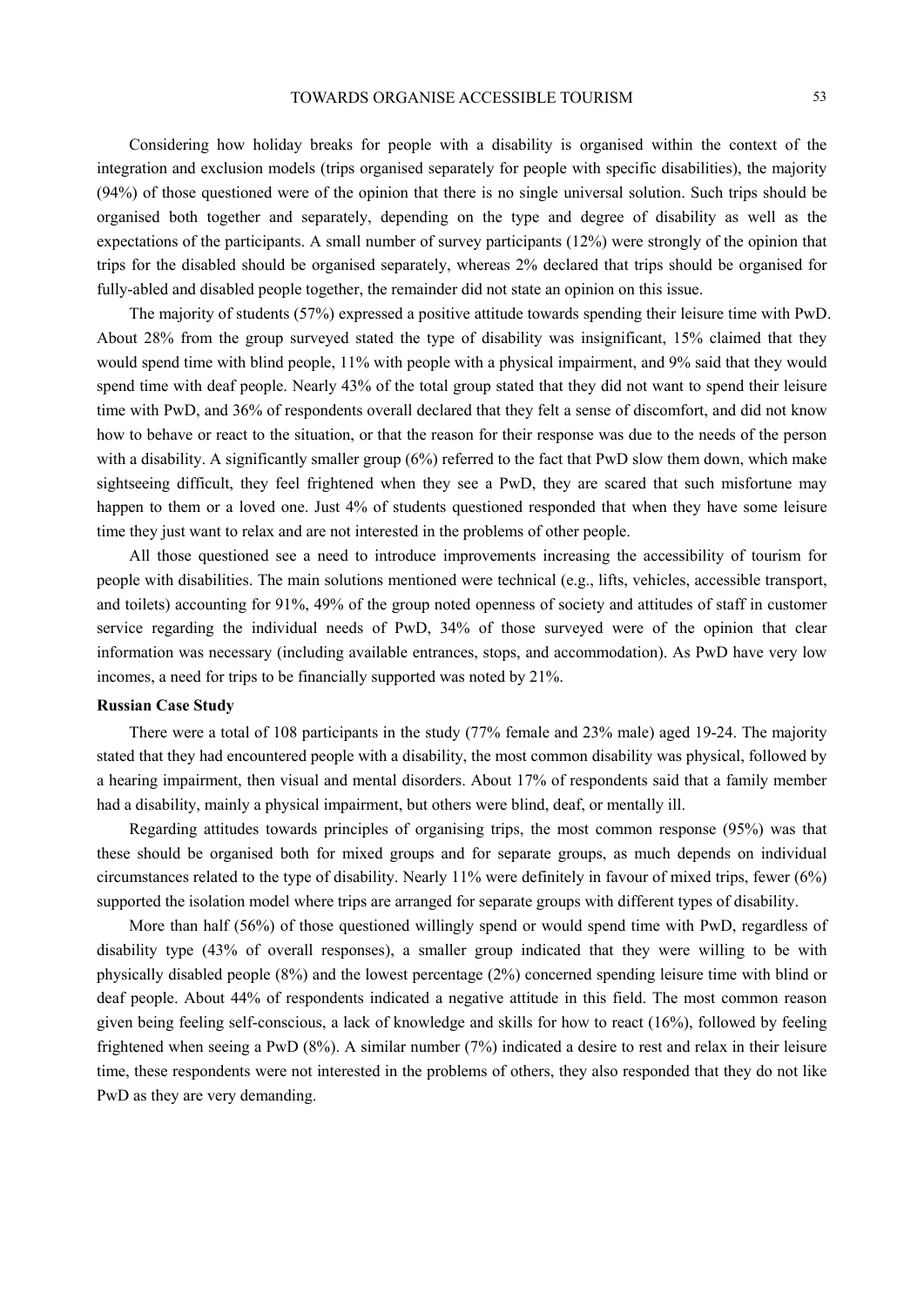Considering how holiday breaks for people with a disability is organised within the context of the integration and exclusion models (trips organised separately for people with specific disabilities), the majority (94%) of those questioned were of the opinion that there is no single universal solution. Such trips should be organised both together and separately, depending on the type and degree of disability as well as the expectations of the participants. A small number of survey participants (12%) were strongly of the opinion that trips for the disabled should be organised separately, whereas 2% declared that trips should be organised for fully-abled and disabled people together, the remainder did not state an opinion on this issue.

The majority of students (57%) expressed a positive attitude towards spending their leisure time with PwD. About 28% from the group surveyed stated the type of disability was insignificant, 15% claimed that they would spend time with blind people, 11% with people with a physical impairment, and 9% said that they would spend time with deaf people. Nearly 43% of the total group stated that they did not want to spend their leisure time with PwD, and 36% of respondents overall declared that they felt a sense of discomfort, and did not know how to behave or react to the situation, or that the reason for their response was due to the needs of the person with a disability. A significantly smaller group (6%) referred to the fact that PwD slow them down, which make sightseeing difficult, they feel frightened when they see a PwD, they are scared that such misfortune may happen to them or a loved one. Just 4% of students questioned responded that when they have some leisure time they just want to relax and are not interested in the problems of other people.

All those questioned see a need to introduce improvements increasing the accessibility of tourism for people with disabilities. The main solutions mentioned were technical (e.g., lifts, vehicles, accessible transport, and toilets) accounting for 91%, 49% of the group noted openness of society and attitudes of staff in customer service regarding the individual needs of PwD, 34% of those surveyed were of the opinion that clear information was necessary (including available entrances, stops, and accommodation). As PwD have very low incomes, a need for trips to be financially supported was noted by 21%.

**Russian Case Study**

There were a total of 108 participants in the study (77% female and 23% male) aged 19-24. The majority stated that they had encountered people with a disability, the most common disability was physical, followed by a hearing impairment, then visual and mental disorders. About 17% of respondents said that a family member had a disability, mainly a physical impairment, but others were blind, deaf, or mentally ill.

Regarding attitudes towards principles of organising trips, the most common response (95%) was that these should be organised both for mixed groups and for separate groups, as much depends on individual circumstances related to the type of disability. Nearly 11% were definitely in favour of mixed trips, fewer (6%) supported the isolation model where trips are arranged for separate groups with different types of disability.

More than half (56%) of those questioned willingly spend or would spend time with PwD, regardless of disability type (43% of overall responses), a smaller group indicated that they were willing to be with physically disabled people (8%) and the lowest percentage (2%) concerned spending leisure time with blind or deaf people. About 44% of respondents indicated a negative attitude in this field. The most common reason given being feeling self-conscious, a lack of knowledge and skills for how to react (16%), followed by feeling frightened when seeing a PwD (8%). A similar number (7%) indicated a desire to rest and relax in their leisure time, these respondents were not interested in the problems of others, they also responded that they do not like PwD as they are very demanding.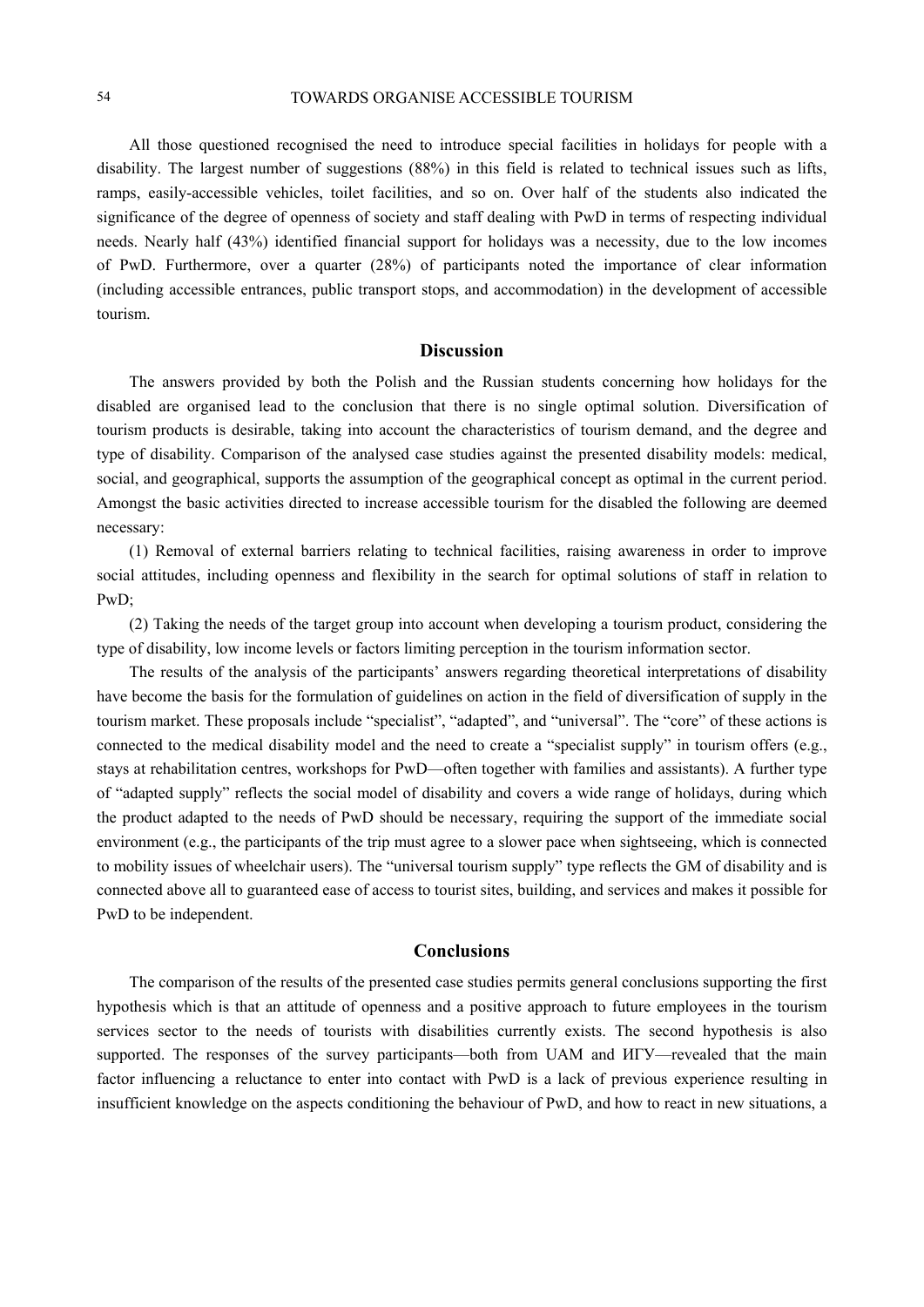All those questioned recognised the need to introduce special facilities in holidays for people with a disability. The largest number of suggestions (88%) in this field is related to technical issues such as lifts, ramps, easily-accessible vehicles, toilet facilities, and so on. Over half of the students also indicated the significance of the degree of openness of society and staff dealing with PwD in terms of respecting individual needs. Nearly half (43%) identified financial support for holidays was a necessity, due to the low incomes of PwD. Furthermore, over a quarter (28%) of participants noted the importance of clear information (including accessible entrances, public transport stops, and accommodation) in the development of accessible tourism.

## Discussion

The answers provided by both the Polish and the Russian students concerning how holidays for the disabled are organised lead to the conclusion that there is no single optimal solution. Diversification of tourism products is desirable, taking into account the characteristics of tourism demand, and the degree and type of disability. Comparison of the analysed case studies against the presented disability models: medical, social, and geographical, supports the assumption of the geographical concept as optimal in the current period. Amongst the basic activities directed to increase accessible tourism for the disabled the following are deemed necessary:

(1) Removal of external barriers relating to technical facilities, raising awareness in order to improve social attitudes, including openness and flexibility in the search for optimal solutions of staff in relation to PwD;

(2) Taking the needs of the target group into account when developing a tourism product, considering the type of disability, low income levels or factors limiting perception in the tourism information sector.

The results of the analysis of the participants' answers regarding theoretical interpretations of disability have become the basis for the formulation of guidelines on action in the field of diversification of supply in the tourism market. These proposals include "specialist", "adapted", and "universal". The "core" of these actions is connected to the medical disability model and the need to create a "specialist supply" in tourism offers (e.g., stays at rehabilitation centres, workshops for PwD—often together with families and assistants). A further type of "adapted supply" reflects the social model of disability and covers a wide range of holidays, during which the product adapted to the needs of PwD should be necessary, requiring the support of the immediate social environment (e.g., the participants of the trip must agree to a slower pace when sightseeing, which is connected to mobility issues of wheelchair users). The "universal tourism supply" type reflects the GM of disability and is connected above all to guaranteed ease of access to tourist sites, building, and services and makes it possible for PwD to be independent.

## Conclusions

The comparison of the results of the presented case studies permits general conclusions supporting the first hypothesis which is that an attitude of openness and a positive approach to future employees in the tourism services sector to the needs of tourists with disabilities currently exists. The second hypothesis is also supported. The responses of the survey participants—both from UAM and ИГУ—revealed that the main factor influencing a reluctance to enter into contact with PwD is a lack of previous experience resulting in insufficient knowledge on the aspects conditioning the behaviour of PwD, and how to react in new situations, a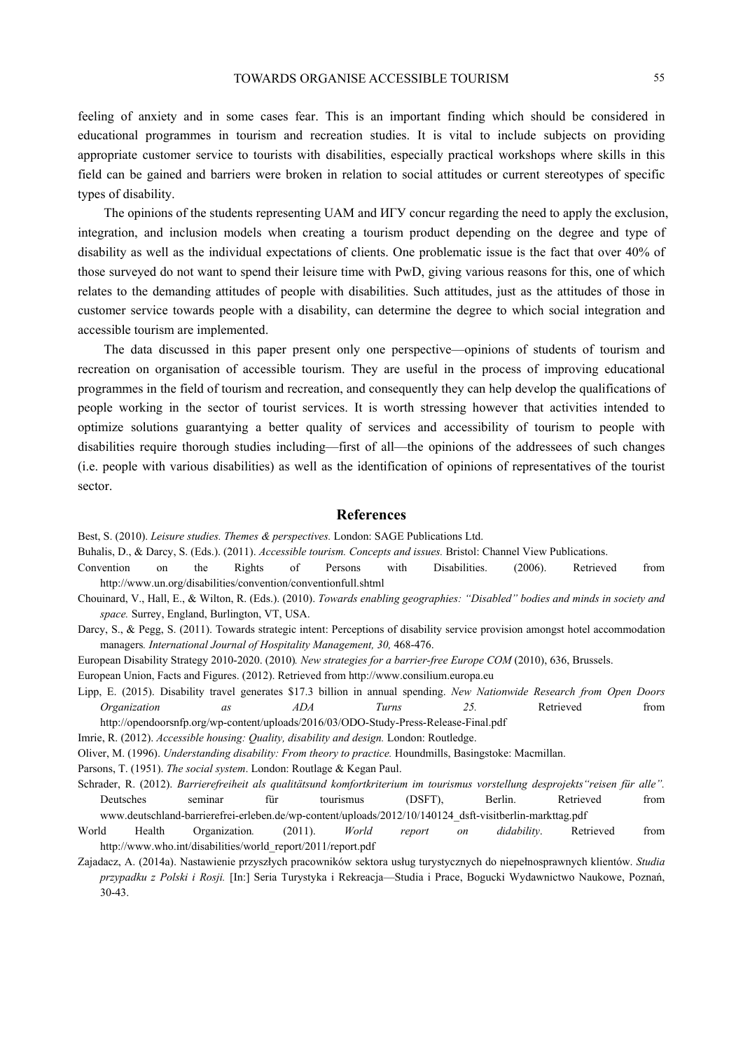feeling of anxiety and in some cases fear. This is an important finding which should be considered in educational programmes in tourism and recreation studies. It is vital to include subjects on providing appropriate customer service to tourists with disabilities, especially practical workshops where skills in this field can be gained and barriers were broken in relation to social attitudes or current stereotypes of specific types of disability.

The opinions of the students representing UAM and ИГУ concur regarding the need to apply the exclusion, integration, and inclusion models when creating a tourism product depending on the degree and type of disability as well as the individual expectations of clients. One problematic issue is the fact that over 40% of those surveyed do not want to spend their leisure time with PwD, giving various reasons for this, one of which relates to the demanding attitudes of people with disabilities. Such attitudes, just as the attitudes of those in customer service towards people with a disability, can determine the degree to which social integration and accessible tourism are implemented.

The data discussed in this paper present only one perspective—opinions of students of tourism and recreation on organisation of accessible tourism. They are useful in the process of improving educational programmes in the field of tourism and recreation, and consequently they can help develop the qualifications of people working in the sector of tourist services. It is worth stressing however that activities intended to optimize solutions guarantying a better quality of services and accessibility of tourism to people with disabilities require thorough studies including—first of all—the opinions of the addressees of such changes (i.e. people with various disabilities) as well as the identification of opinions of representatives of the tourist sector.

## References

Best, S. (2010). *Leisure studies. Themes & perspectives.* London: SAGE Publications Ltd.

Buhalis, D., & Darcy, S. (Eds.). (2011). *Accessible tourism. Concepts and issues.* Bristol: Channel View Publications.

Convention on the Rights of Persons with Disabilities. (2006). Retrieved from http://www.un.org/disabilities/convention/conventionfull.shtml

Chouinard, V., Hall, E., & Wilton, R. (Eds.). (2010). *Towards enabling geographies: "Disabled" bodies and minds in society and space.* Surrey, England, Burlington, VT, USA.

Darcy, S., & Pegg, S. (2011). Towards strategic intent: Perceptions of disability service provision amongst hotel accommodation managers*. International Journal of Hospitality Management, 30,* 468-476.

European Disability Strategy 2010-2020. (2010)*. New strategies for a barrier-free Europe COM* (2010), 636, Brussels.

European Union, Facts and Figures. (2012). Retrieved from http://www.consilium.europa.eu

Lipp, E. (2015). Disability travel generates $17.3 billion in annual spending. *New Nationwide Research from Open Doors Organization as ADA Turns 25.* Retrieved from http://opendoorsnfp.org/wp-content/uploads/2016/03/ODO-Study-Press-Release-Final.pdf

Imrie, R. (2012). *Accessible housing: Quality, disability and design.* London: Routledge.

Oliver, M. (1996). *Understanding disability: From theory to practice.* Houndmills, Basingstoke: Macmillan.

Parsons, T. (1951). *The social system*. London: Routlage & Kegan Paul.

Schrader, R. (2012). *Barrierefreiheit als qualitätsund komfortkriterium im tourismus vorstellung desprojekts"reisen für alle".* Deutsches seminar für tourismus (DSFT), Berlin. Retrieved from www.deutschland-barrierefrei-erleben.de/wp-content/uploads/2012/10/140124_dsft-visitberlin-markttag.pdf

World Health Organization*.* (2011). *World report on didability*. Retrieved from http://www.who.int/disabilities/world_report/2011/report.pdf

Zajadacz, A. (2014a). Nastawienie przyszłych pracowników sektora usług turystycznych do niepełnosprawnych klientów. *Studia przypadku z Polski i Rosji.* [In:] Seria Turystyka i Rekreacja—Studia i Prace, Bogucki Wydawnictwo Naukowe, Poznań, 30-43.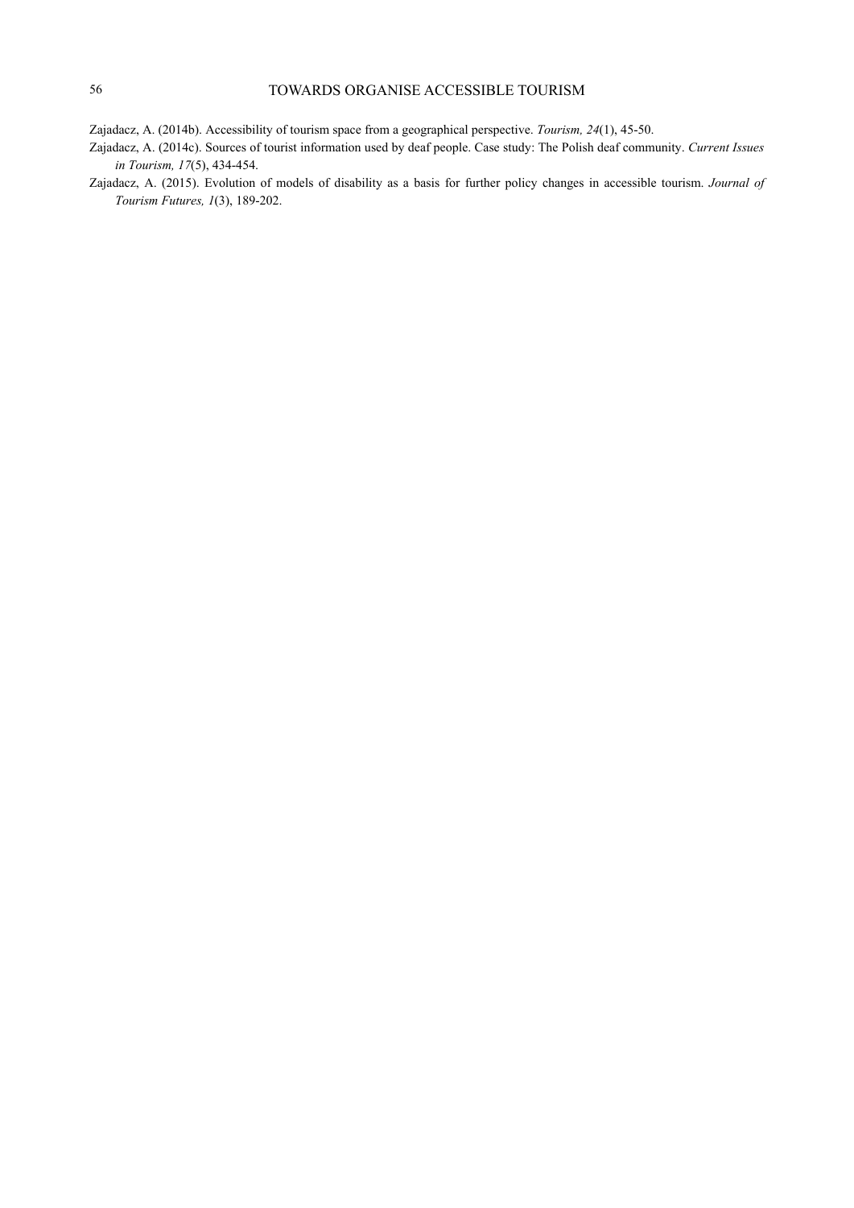Zajadacz, A. (2014b). Accessibility of tourism space from a geographical perspective. *Tourism, 24*(1), 45-50.

Zajadacz, A. (2014c). Sources of tourist information used by deaf people. Case study: The Polish deaf community. *Current Issues in Tourism, 17*(5), 434-454.

Zajadacz, A. (2015). Evolution of models of disability as a basis for further policy changes in accessible tourism. *Journal of Tourism Futures, 1*(3), 189-202.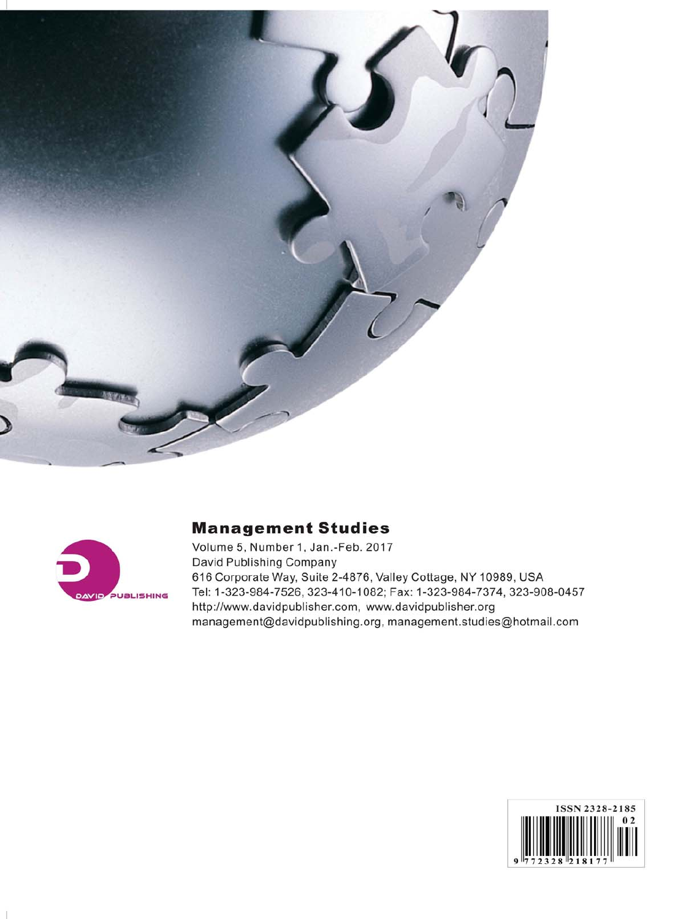## Management Studies

Volume 5, Number 1, Jan.-Feb. 2017
David Publishing Company
616 Corporate Way, Suite 2-4876, Valley Cottage, NY 10989, USA
Tel: 1-323-984-7526, 323-410-1082; Fax: 1-323-984-7374, 323-908-0457
http://www.davidpublisher.com, www.davidpublisher.org
management@davidpublishing.org, management.studies@hotmail.com

ISSN 2328-2185